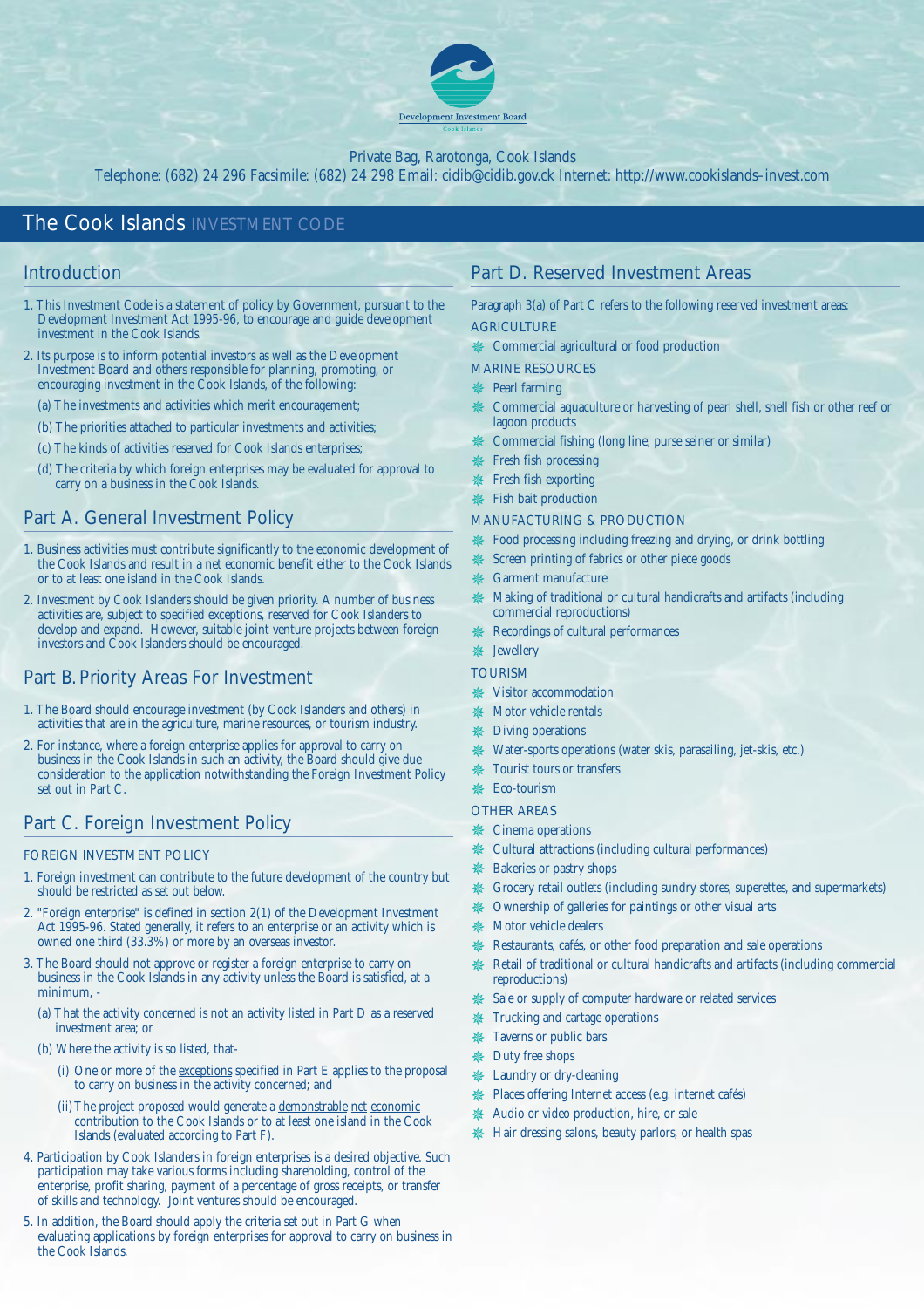Development Investment Board

Cook Islands

Private Bag, Rarotonga, Cook Islands

Telephone: (682) 24 296 Facsimile: (682) 24 298 Email: cidib@cidib.gov.ck Internet: http://www.cookislands-invest.com

# The Cook Islands INVESTMENT CODE

## Introduction

1. This Investment Code is a statement of policy by Government, pursuant to the Development Investment Act 1995-96, to encourage and guide development investment in the Cook Islands.
2. Its purpose is to inform potential investors as well as the Development Investment Board and others responsible for planning, promoting, or encouraging investment in the Cook Islands, of the following:
   - (a) The investments and activities which merit encouragement;
   - (b) The priorities attached to particular investments and activities;
   - (c) The kinds of activities reserved for Cook Islands enterprises;
   - (d) The criteria by which foreign enterprises may be evaluated for approval to carry on a business in the Cook Islands.

## Part A. General Investment Policy

1. Business activities must contribute significantly to the economic development of the Cook Islands and result in a net economic benefit either to the Cook Islands or to at least one island in the Cook Islands.
2. Investment by Cook Islanders should be given priority. A number of business activities are, subject to specified exceptions, reserved for Cook Islanders to develop and expand. However, suitable joint venture projects between foreign investors and Cook Islanders should be encouraged.

## Part B. Priority Areas For Investment

1. The Board should encourage investment (by Cook Islanders and others) in activities that are in the agriculture, marine resources, or tourism industry.
2. For instance, where a foreign enterprise applies for approval to carry on business in the Cook Islands in such an activity, the Board should give due consideration to the application notwithstanding the Foreign Investment Policy set out in Part C.

## Part C. Foreign Investment Policy

### FOREIGN INVESTMENT POLICY

1. Foreign investment can contribute to the future development of the country but should be restricted as set out below.
2. "Foreign enterprise" is defined in section 2(1) of the Development Investment Act 1995-96. Stated generally, it refers to an enterprise or an activity which is owned one third (33.3%) or more by an overseas investor.
3. The Board should not approve or register a foreign enterprise to carry on business in the Cook Islands in any activity unless the Board is satisfied, at a minimum, -
   - (a) That the activity concerned is not an activity listed in Part D as a reserved investment area; or
   - (b) Where the activity is so listed, that-
     - (i) One or more of the <u>exceptions</u> specified in Part E applies to the proposal to carry on business in the activity concerned; and
     - (ii) The project proposed would generate a <u>demonstrable</u> <u>net</u> <u>economic contribution</u> to the Cook Islands or to at least one island in the Cook Islands (evaluated according to Part F).
4. Participation by Cook Islanders in foreign enterprises is a desired objective. Such participation may take various forms including shareholding, control of the enterprise, profit sharing, payment of a percentage of gross receipts, or transfer of skills and technology. Joint ventures should be encouraged.
5. In addition, the Board should apply the criteria set out in Part G when evaluating applications by foreign enterprises for approval to carry on business in the Cook Islands.

## Part D. Reserved Investment Areas

Paragraph 3(a) of Part C refers to the following reserved investment areas:

### AGRICULTURE

- Commercial agricultural or food production

### MARINE RESOURCES

- Pearl farming
- Commercial aquaculture or harvesting of pearl shell, shell fish or other reef or lagoon products
- Commercial fishing (long line, purse seiner or similar)
- Fresh fish processing
- Fresh fish exporting
- Fish bait production

### MANUFACTURING & PRODUCTION

- Food processing including freezing and drying, or drink bottling
- Screen printing of fabrics or other piece goods
- Garment manufacture
- Making of traditional or cultural handicrafts and artifacts (including commercial reproductions)
- Recordings of cultural performances
- Jewellery

### TOURISM

- Visitor accommodation
- Motor vehicle rentals
- Diving operations
- Water-sports operations (water skis, parasailing, jet-skis, etc.)
- Tourist tours or transfers
- Eco-tourism

### OTHER AREAS

- Cinema operations
- Cultural attractions (including cultural performances)
- Bakeries or pastry shops
- Grocery retail outlets (including sundry stores, superettes, and supermarkets)
- Ownership of galleries for paintings or other visual arts
- Motor vehicle dealers
- Restaurants, cafés, or other food preparation and sale operations
- Retail of traditional or cultural handicrafts and artifacts (including commercial reproductions)
- Sale or supply of computer hardware or related services
- Trucking and cartage operations
- Taverns or public bars
- Duty free shops
- Laundry or dry-cleaning
- Places offering Internet access (e.g. internet cafés)
- Audio or video production, hire, or sale
- Hair dressing salons, beauty parlors, or health spas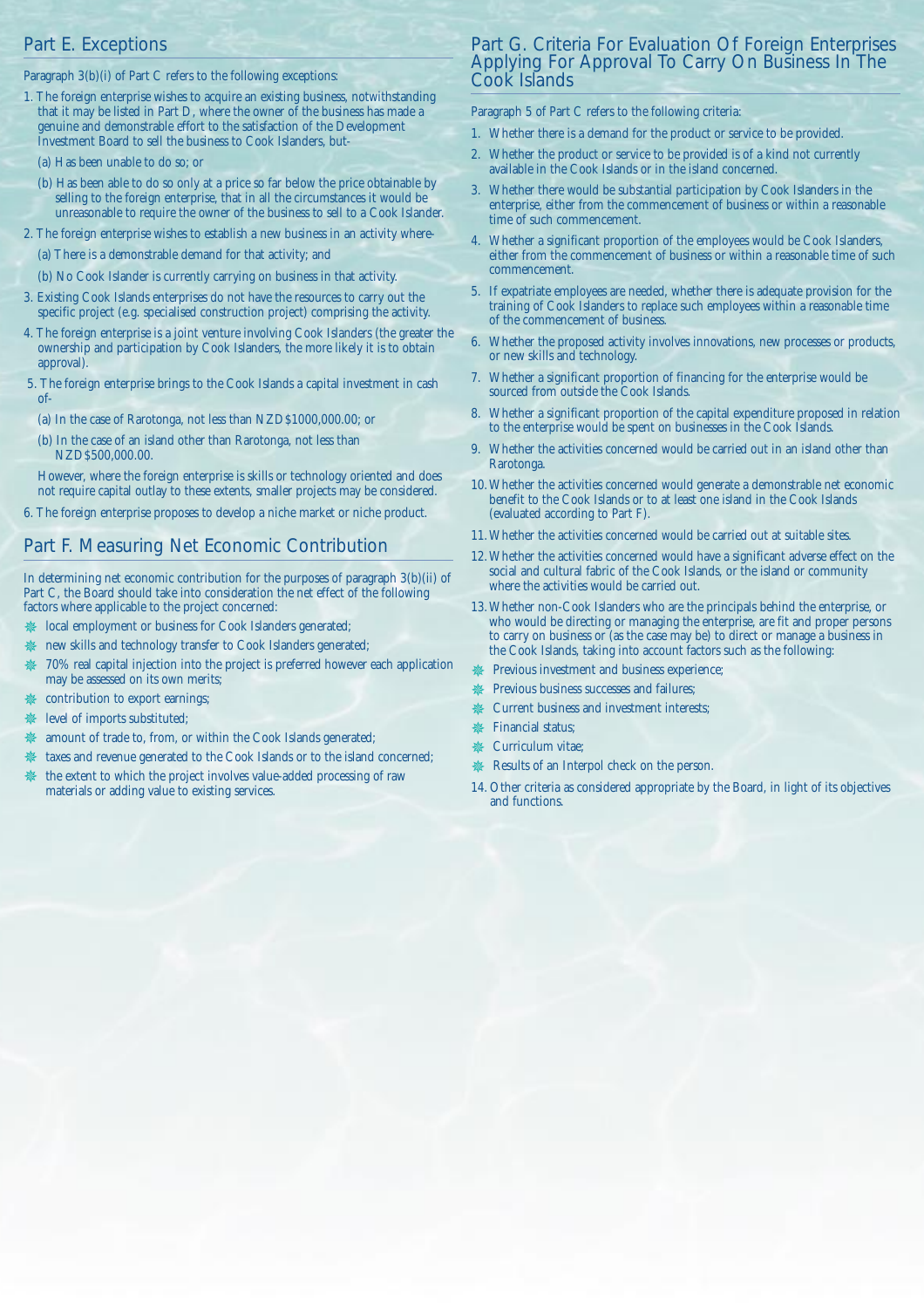## Part E. Exceptions

Paragraph 3(b)(i) of Part C refers to the following exceptions:

1. The foreign enterprise wishes to acquire an existing business, notwithstanding that it may be listed in Part D, where the owner of the business has made a genuine and demonstrable effort to the satisfaction of the Development Investment Board to sell the business to Cook Islanders, but-
   (a) Has been unable to do so; or
   (b) Has been able to do so only at a price so far below the price obtainable by selling to the foreign enterprise, that in all the circumstances it would be unreasonable to require the owner of the business to sell to a Cook Islander.
2. The foreign enterprise wishes to establish a new business in an activity where-
   (a) There is a demonstrable demand for that activity; and
   (b) No Cook Islander is currently carrying on business in that activity.
3. Existing Cook Islands enterprises do not have the resources to carry out the specific project (e.g. specialised construction project) comprising the activity.
4. The foreign enterprise is a joint venture involving Cook Islanders (the greater the ownership and participation by Cook Islanders, the more likely it is to obtain approval).
5. The foreign enterprise brings to the Cook Islands a capital investment in cash of-
   (a) In the case of Rarotonga, not less than NZD$1000,000.00; or
   (b) In the case of an island other than Rarotonga, not less than NZD$500,000.00.

   However, where the foreign enterprise is skills or technology oriented and does not require capital outlay to these extents, smaller projects may be considered.
6. The foreign enterprise proposes to develop a niche market or niche product.

## Part F. Measuring Net Economic Contribution

In determining net economic contribution for the purposes of paragraph 3(b)(ii) of Part C, the Board should take into consideration the net effect of the following factors where applicable to the project concerned:

- local employment or business for Cook Islanders generated;
- new skills and technology transfer to Cook Islanders generated;
- 70% real capital injection into the project is preferred however each application may be assessed on its own merits;
- contribution to export earnings;
- level of imports substituted;
- amount of trade to, from, or within the Cook Islands generated;
- taxes and revenue generated to the Cook Islands or to the island concerned;
- the extent to which the project involves value-added processing of raw materials or adding value to existing services.

## Part G. Criteria For Evaluation Of Foreign Enterprises Applying For Approval To Carry On Business In The Cook Islands

Paragraph 5 of Part C refers to the following criteria:

1. Whether there is a demand for the product or service to be provided.
2. Whether the product or service to be provided is of a kind not currently available in the Cook Islands or in the island concerned.
3. Whether there would be substantial participation by Cook Islanders in the enterprise, either from the commencement of business or within a reasonable time of such commencement.
4. Whether a significant proportion of the employees would be Cook Islanders, either from the commencement of business or within a reasonable time of such commencement.
5. If expatriate employees are needed, whether there is adequate provision for the training of Cook Islanders to replace such employees within a reasonable time of the commencement of business.
6. Whether the proposed activity involves innovations, new processes or products, or new skills and technology.
7. Whether a significant proportion of financing for the enterprise would be sourced from outside the Cook Islands.
8. Whether a significant proportion of the capital expenditure proposed in relation to the enterprise would be spent on businesses in the Cook Islands.
9. Whether the activities concerned would be carried out in an island other than Rarotonga.
10. Whether the activities concerned would generate a demonstrable net economic benefit to the Cook Islands or to at least one island in the Cook Islands (evaluated according to Part F).
11. Whether the activities concerned would be carried out at suitable sites.
12. Whether the activities concerned would have a significant adverse effect on the social and cultural fabric of the Cook Islands, or the island or community where the activities would be carried out.
13. Whether non-Cook Islanders who are the principals behind the enterprise, or who would be directing or managing the enterprise, are fit and proper persons to carry on business or (as the case may be) to direct or manage a business in the Cook Islands, taking into account factors such as the following:
    - Previous investment and business experience;
    - Previous business successes and failures;
    - Current business and investment interests;
    - Financial status;
    - Curriculum vitae;
    - Results of an Interpol check on the person.
14. Other criteria as considered appropriate by the Board, in light of its objectives and functions.